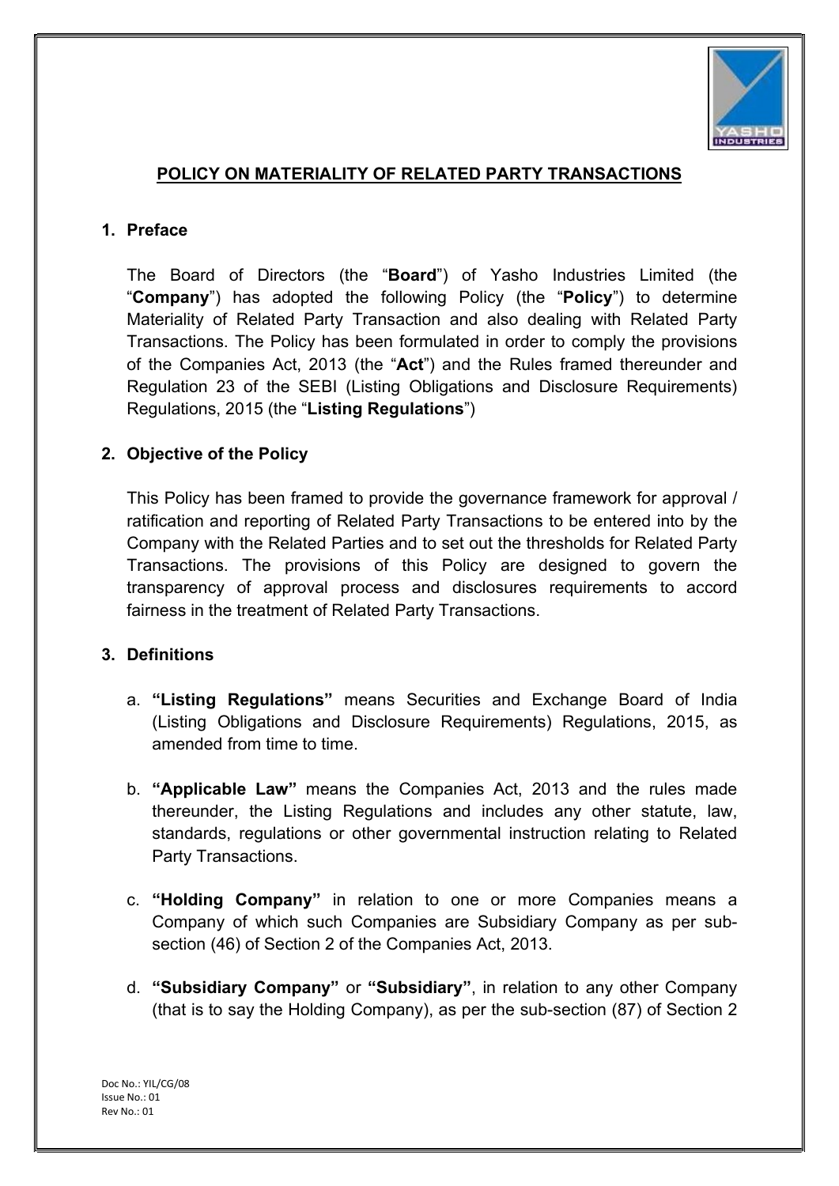## POLICY ON MATERIALITY OF RELATED PARTY TRANSACTIONS

### 1. Preface

The Board of Directors (the "**Board**") of Yasho Industries Limited (the "**Company**") has adopted the following Policy (the "**Policy**") to determine Materiality of Related Party Transaction and also dealing with Related Party Transactions. The Policy has been formulated in order to comply the provisions of the Companies Act, 2013 (the "**Act**") and the Rules framed thereunder and Regulation 23 of the SEBI (Listing Obligations and Disclosure Requirements) Regulations, 2015 (the "**Listing Regulations**")

### 2. Objective of the Policy

This Policy has been framed to provide the governance framework for approval / ratification and reporting of Related Party Transactions to be entered into by the Company with the Related Parties and to set out the thresholds for Related Party Transactions. The provisions of this Policy are designed to govern the transparency of approval process and disclosures requirements to accord fairness in the treatment of Related Party Transactions.

### 3. Definitions

a. **"Listing Regulations"** means Securities and Exchange Board of India (Listing Obligations and Disclosure Requirements) Regulations, 2015, as amended from time to time.

b. **"Applicable Law"** means the Companies Act, 2013 and the rules made thereunder, the Listing Regulations and includes any other statute, law, standards, regulations or other governmental instruction relating to Related Party Transactions.

c. **"Holding Company"** in relation to one or more Companies means a Company of which such Companies are Subsidiary Company as per sub-section (46) of Section 2 of the Companies Act, 2013.

d. **"Subsidiary Company"** or **"Subsidiary"**, in relation to any other Company (that is to say the Holding Company), as per the sub-section (87) of Section 2

Doc No.: YIL/CG/08
Issue No.: 01
Rev No.: 01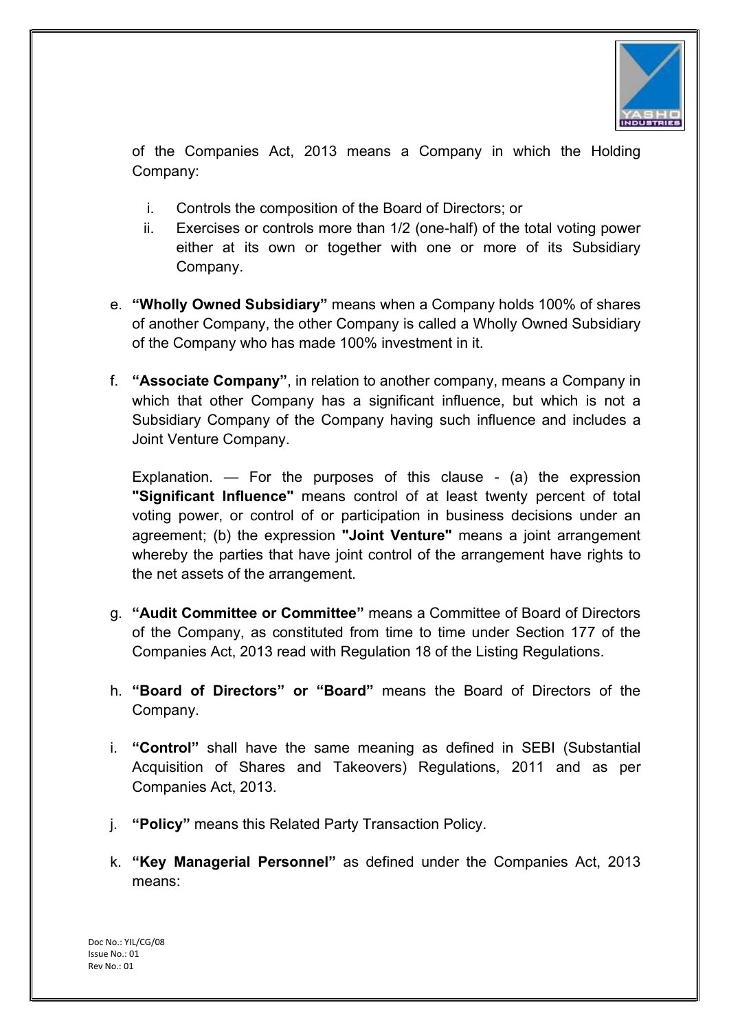of the Companies Act, 2013 means a Company in which the Holding Company:

i. Controls the composition of the Board of Directors; or
ii. Exercises or controls more than 1/2 (one-half) of the total voting power either at its own or together with one or more of its Subsidiary Company.

e. **"Wholly Owned Subsidiary"** means when a Company holds 100% of shares of another Company, the other Company is called a Wholly Owned Subsidiary of the Company who has made 100% investment in it.

f. **"Associate Company"**, in relation to another company, means a Company in which that other Company has a significant influence, but which is not a Subsidiary Company of the Company having such influence and includes a Joint Venture Company.

   Explanation. — For the purposes of this clause - (a) the expression **"Significant Influence"** means control of at least twenty percent of total voting power, or control of or participation in business decisions under an agreement; (b) the expression **"Joint Venture"** means a joint arrangement whereby the parties that have joint control of the arrangement have rights to the net assets of the arrangement.

g. **"Audit Committee or Committee"** means a Committee of Board of Directors of the Company, as constituted from time to time under Section 177 of the Companies Act, 2013 read with Regulation 18 of the Listing Regulations.

h. **"Board of Directors" or "Board"** means the Board of Directors of the Company.

i. **"Control"** shall have the same meaning as defined in SEBI (Substantial Acquisition of Shares and Takeovers) Regulations, 2011 and as per Companies Act, 2013.

j. **"Policy"** means this Related Party Transaction Policy.

k. **"Key Managerial Personnel"** as defined under the Companies Act, 2013 means: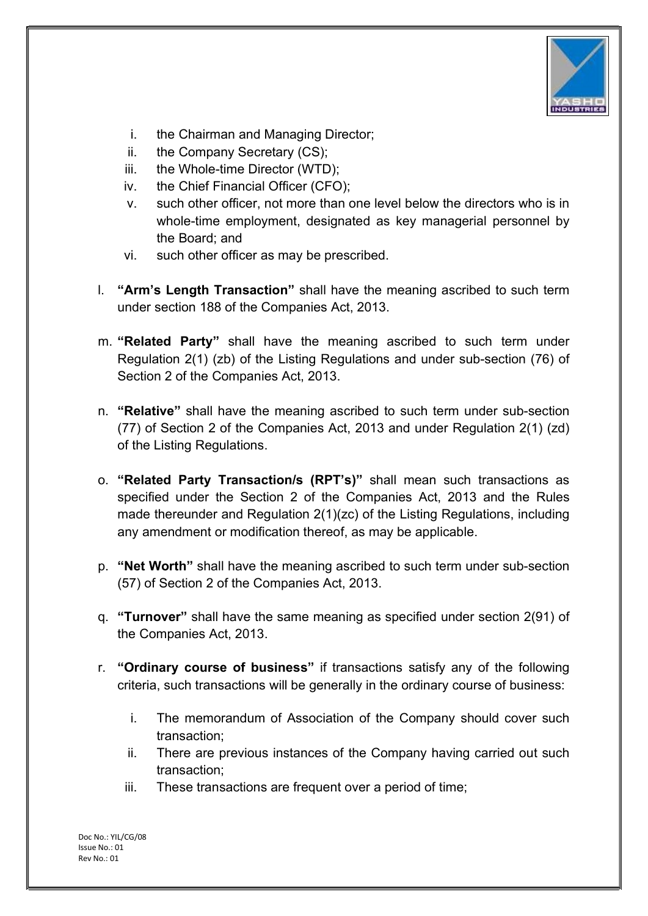i. the Chairman and Managing Director;
ii. the Company Secretary (CS);
iii. the Whole-time Director (WTD);
iv. the Chief Financial Officer (CFO);
v. such other officer, not more than one level below the directors who is in whole-time employment, designated as key managerial personnel by the Board; and
vi. such other officer as may be prescribed.

l. **"Arm's Length Transaction"** shall have the meaning ascribed to such term under section 188 of the Companies Act, 2013.

m. **"Related Party"** shall have the meaning ascribed to such term under Regulation 2(1) (zb) of the Listing Regulations and under sub-section (76) of Section 2 of the Companies Act, 2013.

n. **"Relative"** shall have the meaning ascribed to such term under sub-section (77) of Section 2 of the Companies Act, 2013 and under Regulation 2(1) (zd) of the Listing Regulations.

o. **"Related Party Transaction/s (RPT's)"** shall mean such transactions as specified under the Section 2 of the Companies Act, 2013 and the Rules made thereunder and Regulation 2(1)(zc) of the Listing Regulations, including any amendment or modification thereof, as may be applicable.

p. **"Net Worth"** shall have the meaning ascribed to such term under sub-section (57) of Section 2 of the Companies Act, 2013.

q. **"Turnover"** shall have the same meaning as specified under section 2(91) of the Companies Act, 2013.

r. **"Ordinary course of business"** if transactions satisfy any of the following criteria, such transactions will be generally in the ordinary course of business:

   i. The memorandum of Association of the Company should cover such transaction;
   ii. There are previous instances of the Company having carried out such transaction;
   iii. These transactions are frequent over a period of time;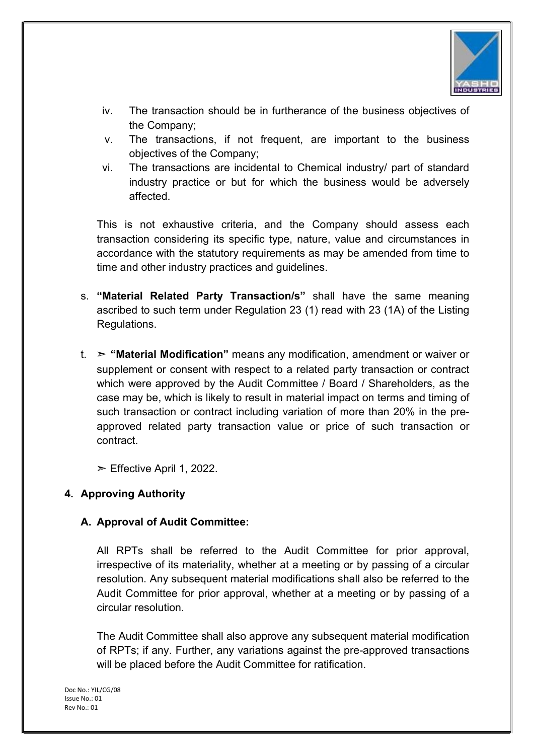iv. The transaction should be in furtherance of the business objectives of the Company;

v. The transactions, if not frequent, are important to the business objectives of the Company;

vi. The transactions are incidental to Chemical industry/ part of standard industry practice or but for which the business would be adversely affected.

This is not exhaustive criteria, and the Company should assess each transaction considering its specific type, nature, value and circumstances in accordance with the statutory requirements as may be amended from time to time and other industry practices and guidelines.

s. **"Material Related Party Transaction/s"** shall have the same meaning ascribed to such term under Regulation 23 (1) read with 23 (1A) of the Listing Regulations.

t. ➢ **"Material Modification"** means any modification, amendment or waiver or supplement or consent with respect to a related party transaction or contract which were approved by the Audit Committee / Board / Shareholders, as the case may be, which is likely to result in material impact on terms and timing of such transaction or contract including variation of more than 20% in the pre-approved related party transaction value or price of such transaction or contract.

➢ Effective April 1, 2022.

## 4. Approving Authority

### A. Approval of Audit Committee:

All RPTs shall be referred to the Audit Committee for prior approval, irrespective of its materiality, whether at a meeting or by passing of a circular resolution. Any subsequent material modifications shall also be referred to the Audit Committee for prior approval, whether at a meeting or by passing of a circular resolution.

The Audit Committee shall also approve any subsequent material modification of RPTs; if any. Further, any variations against the pre-approved transactions will be placed before the Audit Committee for ratification.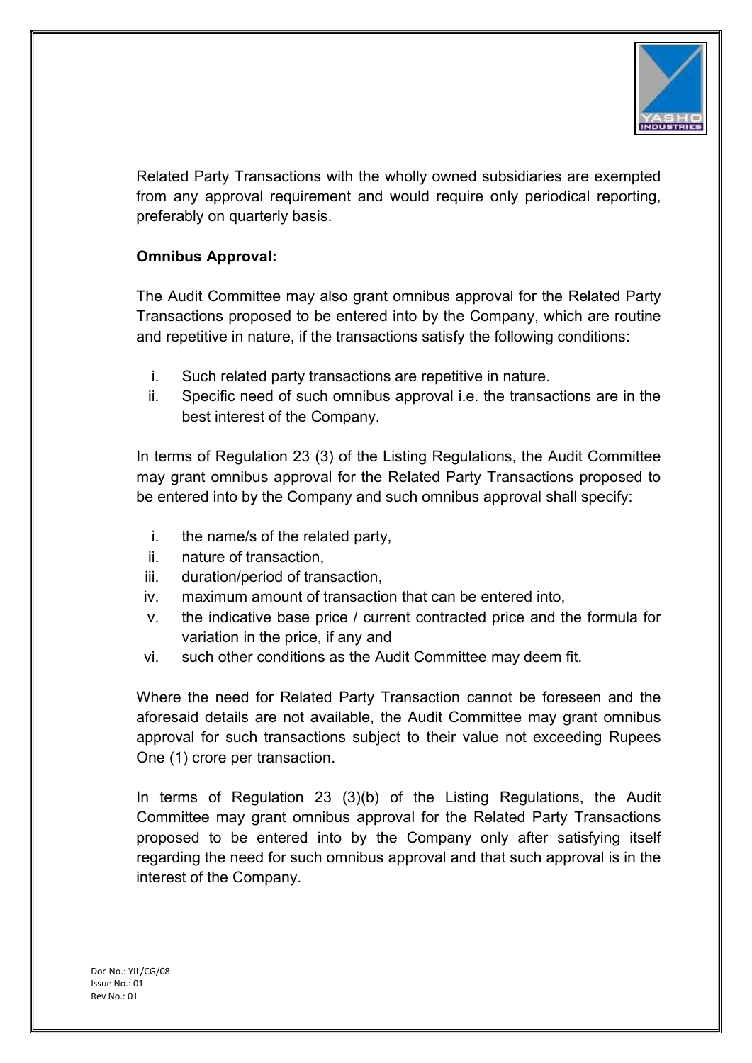Related Party Transactions with the wholly owned subsidiaries are exempted from any approval requirement and would require only periodical reporting, preferably on quarterly basis.

**Omnibus Approval:**

The Audit Committee may also grant omnibus approval for the Related Party Transactions proposed to be entered into by the Company, which are routine and repetitive in nature, if the transactions satisfy the following conditions:

i. Such related party transactions are repetitive in nature.
ii. Specific need of such omnibus approval i.e. the transactions are in the best interest of the Company.

In terms of Regulation 23 (3) of the Listing Regulations, the Audit Committee may grant omnibus approval for the Related Party Transactions proposed to be entered into by the Company and such omnibus approval shall specify:

i. the name/s of the related party,
ii. nature of transaction,
iii. duration/period of transaction,
iv. maximum amount of transaction that can be entered into,
v. the indicative base price / current contracted price and the formula for variation in the price, if any and
vi. such other conditions as the Audit Committee may deem fit.

Where the need for Related Party Transaction cannot be foreseen and the aforesaid details are not available, the Audit Committee may grant omnibus approval for such transactions subject to their value not exceeding Rupees One (1) crore per transaction.

In terms of Regulation 23 (3)(b) of the Listing Regulations, the Audit Committee may grant omnibus approval for the Related Party Transactions proposed to be entered into by the Company only after satisfying itself regarding the need for such omnibus approval and that such approval is in the interest of the Company.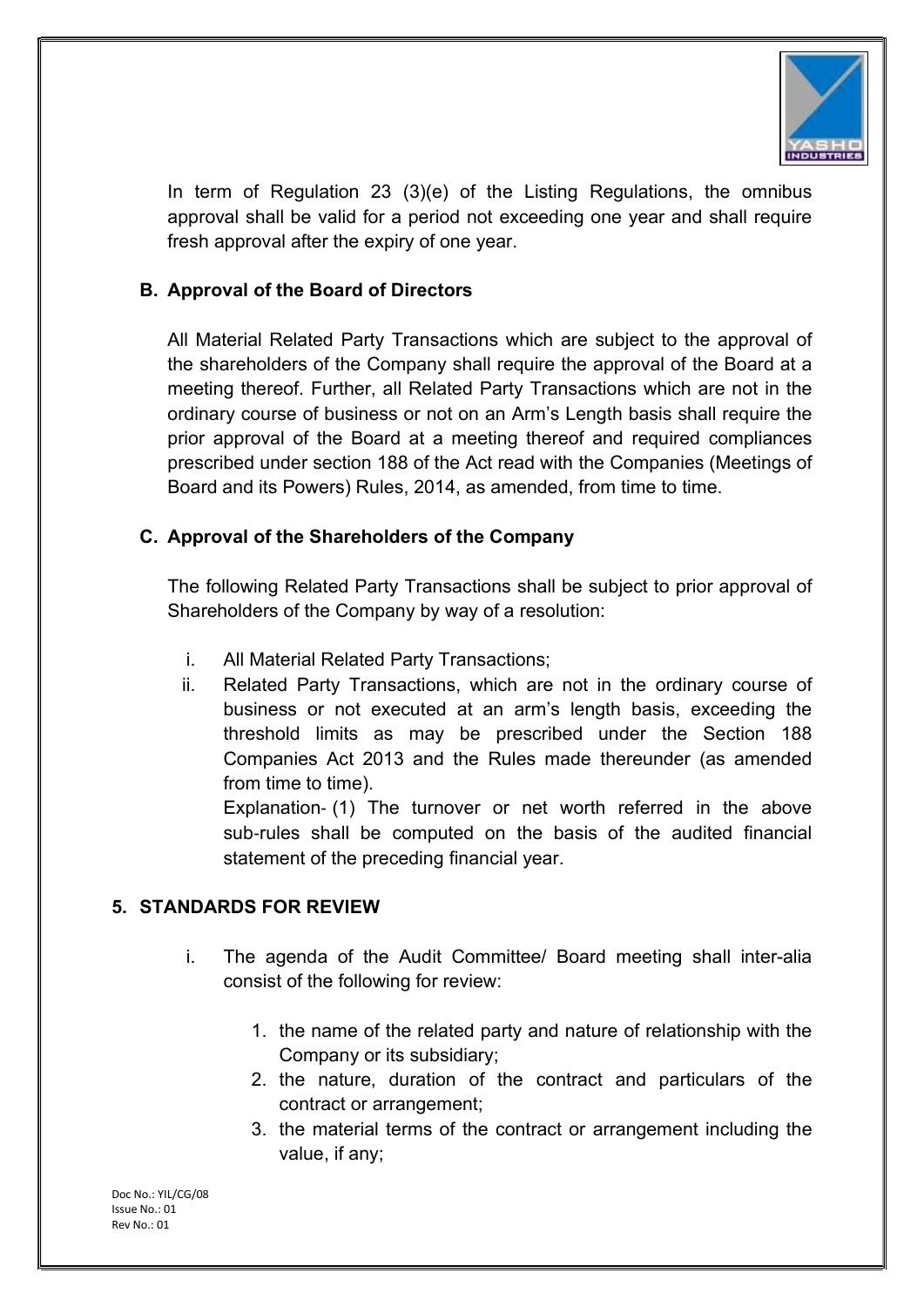In term of Regulation 23 (3)(e) of the Listing Regulations, the omnibus approval shall be valid for a period not exceeding one year and shall require fresh approval after the expiry of one year.

**B. Approval of the Board of Directors**

All Material Related Party Transactions which are subject to the approval of the shareholders of the Company shall require the approval of the Board at a meeting thereof. Further, all Related Party Transactions which are not in the ordinary course of business or not on an Arm's Length basis shall require the prior approval of the Board at a meeting thereof and required compliances prescribed under section 188 of the Act read with the Companies (Meetings of Board and its Powers) Rules, 2014, as amended, from time to time.

**C. Approval of the Shareholders of the Company**

The following Related Party Transactions shall be subject to prior approval of Shareholders of the Company by way of a resolution:

i. All Material Related Party Transactions;

ii. Related Party Transactions, which are not in the ordinary course of business or not executed at an arm's length basis, exceeding the threshold limits as may be prescribed under the Section 188 Companies Act 2013 and the Rules made thereunder (as amended from time to time).

   Explanation- (1) The turnover or net worth referred in the above sub-rules shall be computed on the basis of the audited financial statement of the preceding financial year.

## 5. STANDARDS FOR REVIEW

i. The agenda of the Audit Committee/ Board meeting shall inter-alia consist of the following for review:

   1. the name of the related party and nature of relationship with the Company or its subsidiary;
   2. the nature, duration of the contract and particulars of the contract or arrangement;
   3. the material terms of the contract or arrangement including the value, if any;

Doc No.: YIL/CG/08
Issue No.: 01
Rev No.: 01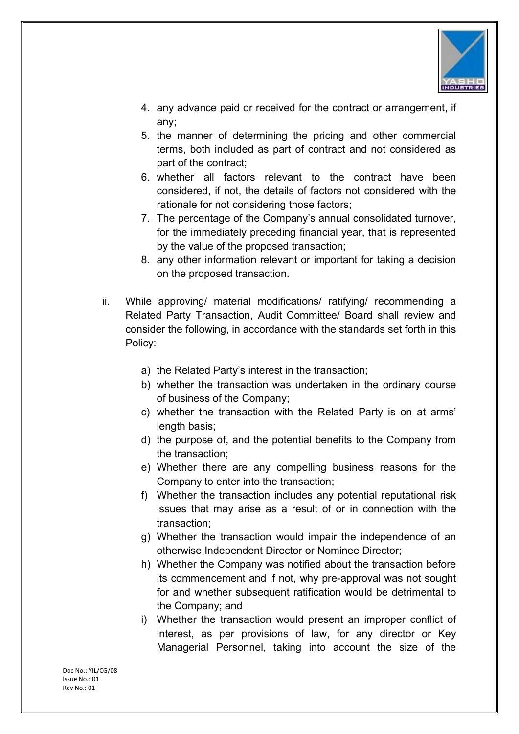4. any advance paid or received for the contract or arrangement, if any;
5. the manner of determining the pricing and other commercial terms, both included as part of contract and not considered as part of the contract;
6. whether all factors relevant to the contract have been considered, if not, the details of factors not considered with the rationale for not considering those factors;
7. The percentage of the Company's annual consolidated turnover, for the immediately preceding financial year, that is represented by the value of the proposed transaction;
8. any other information relevant or important for taking a decision on the proposed transaction.

ii. While approving/ material modifications/ ratifying/ recommending a Related Party Transaction, Audit Committee/ Board shall review and consider the following, in accordance with the standards set forth in this Policy:

   a) the Related Party's interest in the transaction;
   b) whether the transaction was undertaken in the ordinary course of business of the Company;
   c) whether the transaction with the Related Party is on at arms' length basis;
   d) the purpose of, and the potential benefits to the Company from the transaction;
   e) Whether there are any compelling business reasons for the Company to enter into the transaction;
   f) Whether the transaction includes any potential reputational risk issues that may arise as a result of or in connection with the transaction;
   g) Whether the transaction would impair the independence of an otherwise Independent Director or Nominee Director;
   h) Whether the Company was notified about the transaction before its commencement and if not, why pre-approval was not sought for and whether subsequent ratification would be detrimental to the Company; and
   i) Whether the transaction would present an improper conflict of interest, as per provisions of law, for any director or Key Managerial Personnel, taking into account the size of the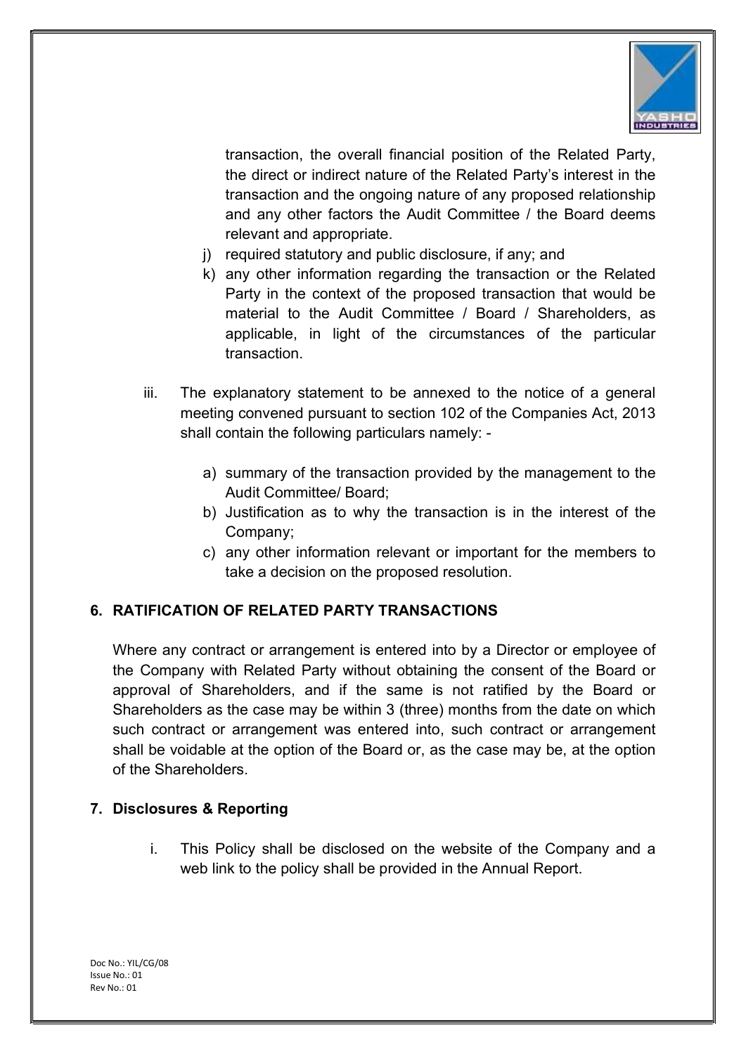transaction, the overall financial position of the Related Party, the direct or indirect nature of the Related Party's interest in the transaction and the ongoing nature of any proposed relationship and any other factors the Audit Committee / the Board deems relevant and appropriate.

j) required statutory and public disclosure, if any; and

k) any other information regarding the transaction or the Related Party in the context of the proposed transaction that would be material to the Audit Committee / Board / Shareholders, as applicable, in light of the circumstances of the particular transaction.

iii. The explanatory statement to be annexed to the notice of a general meeting convened pursuant to section 102 of the Companies Act, 2013 shall contain the following particulars namely: -

   a) summary of the transaction provided by the management to the Audit Committee/ Board;
   b) Justification as to why the transaction is in the interest of the Company;
   c) any other information relevant or important for the members to take a decision on the proposed resolution.

## 6. RATIFICATION OF RELATED PARTY TRANSACTIONS

Where any contract or arrangement is entered into by a Director or employee of the Company with Related Party without obtaining the consent of the Board or approval of Shareholders, and if the same is not ratified by the Board or Shareholders as the case may be within 3 (three) months from the date on which such contract or arrangement was entered into, such contract or arrangement shall be voidable at the option of the Board or, as the case may be, at the option of the Shareholders.

## 7. Disclosures & Reporting

i. This Policy shall be disclosed on the website of the Company and a web link to the policy shall be provided in the Annual Report.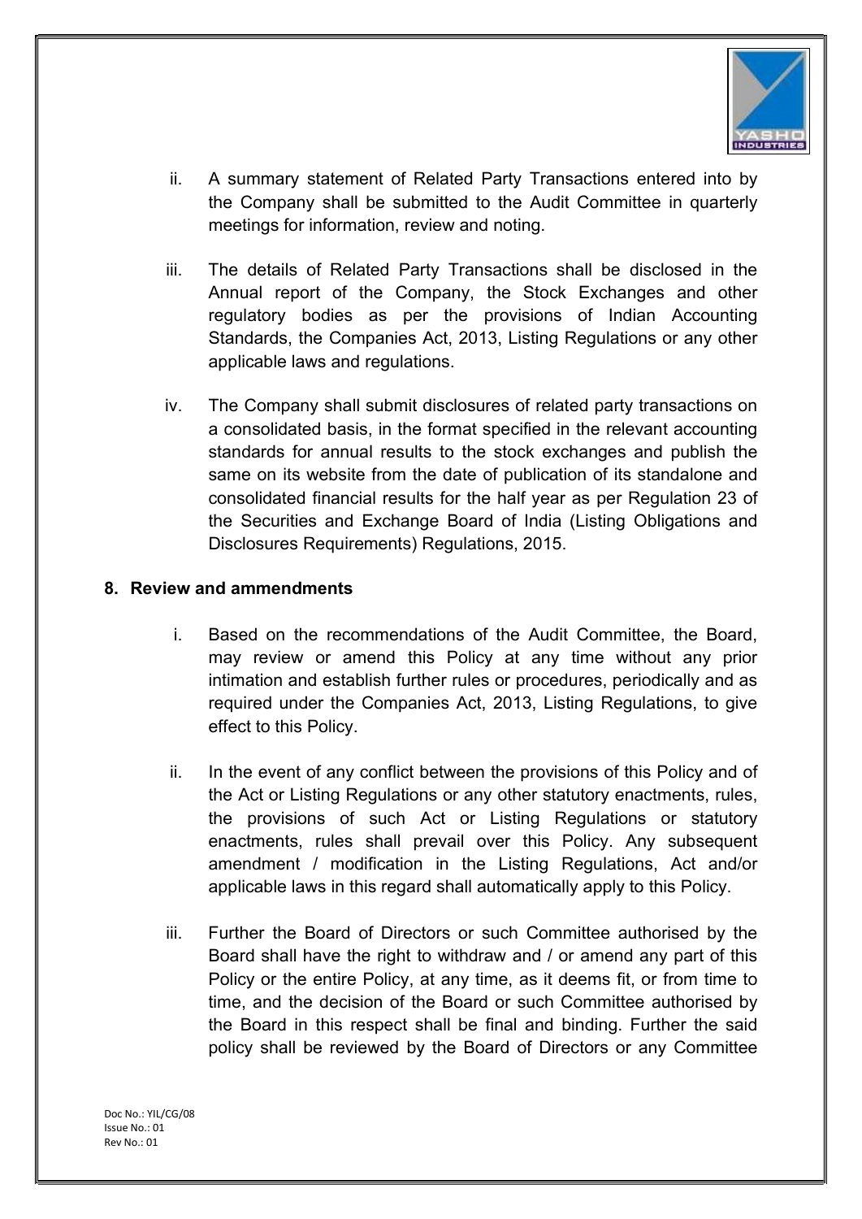ii. A summary statement of Related Party Transactions entered into by the Company shall be submitted to the Audit Committee in quarterly meetings for information, review and noting.

iii. The details of Related Party Transactions shall be disclosed in the Annual report of the Company, the Stock Exchanges and other regulatory bodies as per the provisions of Indian Accounting Standards, the Companies Act, 2013, Listing Regulations or any other applicable laws and regulations.

iv. The Company shall submit disclosures of related party transactions on a consolidated basis, in the format specified in the relevant accounting standards for annual results to the stock exchanges and publish the same on its website from the date of publication of its standalone and consolidated financial results for the half year as per Regulation 23 of the Securities and Exchange Board of India (Listing Obligations and Disclosures Requirements) Regulations, 2015.

## 8. Review and ammendments

i. Based on the recommendations of the Audit Committee, the Board, may review or amend this Policy at any time without any prior intimation and establish further rules or procedures, periodically and as required under the Companies Act, 2013, Listing Regulations, to give effect to this Policy.

ii. In the event of any conflict between the provisions of this Policy and of the Act or Listing Regulations or any other statutory enactments, rules, the provisions of such Act or Listing Regulations or statutory enactments, rules shall prevail over this Policy. Any subsequent amendment / modification in the Listing Regulations, Act and/or applicable laws in this regard shall automatically apply to this Policy.

iii. Further the Board of Directors or such Committee authorised by the Board shall have the right to withdraw and / or amend any part of this Policy or the entire Policy, at any time, as it deems fit, or from time to time, and the decision of the Board or such Committee authorised by the Board in this respect shall be final and binding. Further the said policy shall be reviewed by the Board of Directors or any Committee

Doc No.: YIL/CG/08
Issue No.: 01
Rev No.: 01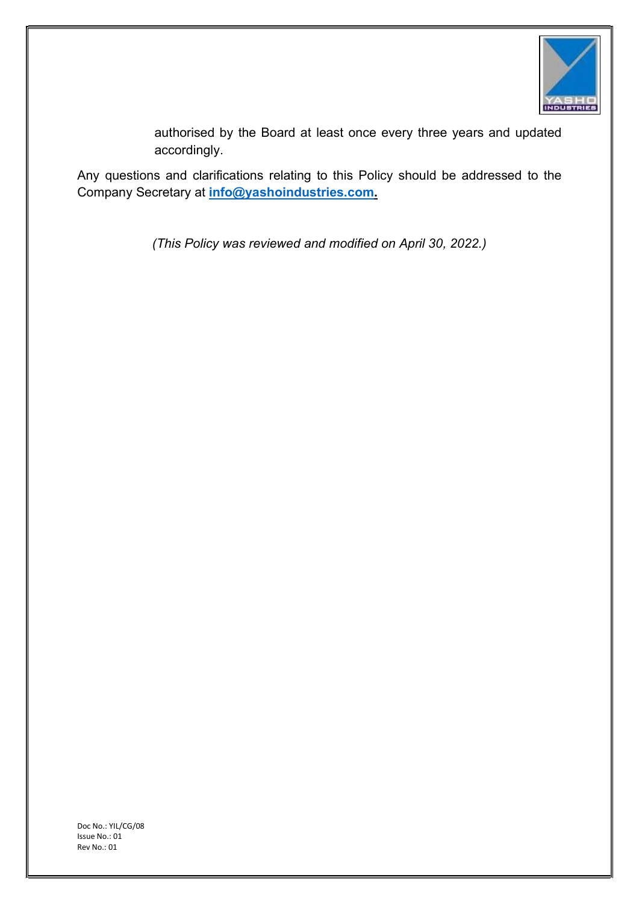authorised by the Board at least once every three years and updated accordingly.

Any questions and clarifications relating to this Policy should be addressed to the Company Secretary at **info@yashoindustries.com.**

*(This Policy was reviewed and modified on April 30, 2022.)*

Doc No.: YIL/CG/08
Issue No.: 01
Rev No.: 01